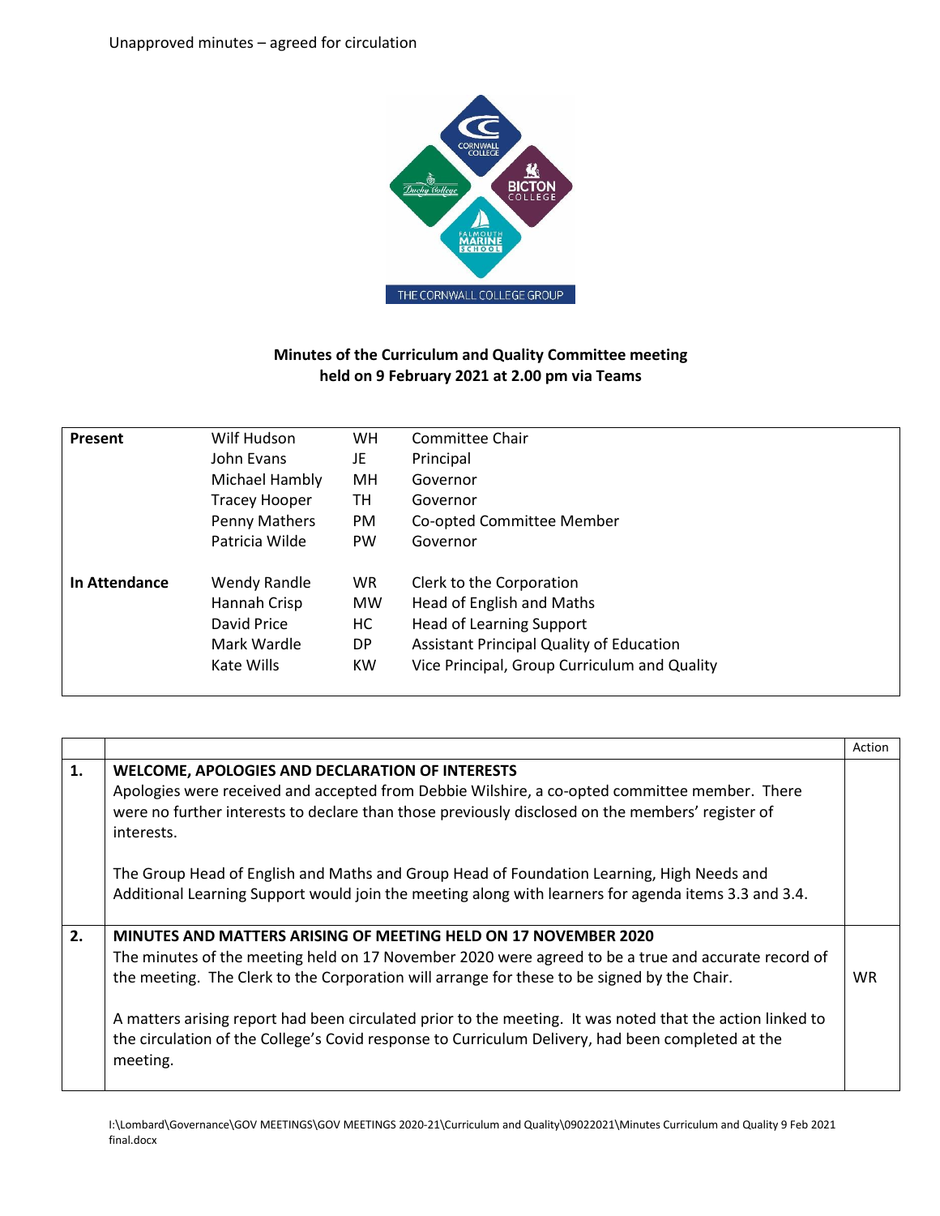Unapproved minutes – agreed for circulation

**Minutes of the Curriculum and Quality Committee meeting held on 9 February 2021 at 2.00 pm via Teams**

| | | | |
|---|---|---|---|
| **Present** | Wilf Hudson | WH | Committee Chair |
| | John Evans | JE | Principal |
| | Michael Hambly | MH | Governor |
| | Tracey Hooper | TH | Governor |
| | Penny Mathers | PM | Co-opted Committee Member |
| | Patricia Wilde | PW | Governor |
| **In Attendance** | Wendy Randle | WR | Clerk to the Corporation |
| | Hannah Crisp | MW | Head of English and Maths |
| | David Price | HC | Head of Learning Support |
| | Mark Wardle | DP | Assistant Principal Quality of Education |
| | Kate Wills | KW | Vice Principal, Group Curriculum and Quality |

| | | Action |
|---|---|---|
| **1.** | **WELCOME, APOLOGIES AND DECLARATION OF INTERESTS**<br>Apologies were received and accepted from Debbie Wilshire, a co-opted committee member. There were no further interests to declare than those previously disclosed on the members' register of interests.<br><br>The Group Head of English and Maths and Group Head of Foundation Learning, High Needs and Additional Learning Support would join the meeting along with learners for agenda items 3.3 and 3.4. | |
| **2.** | **MINUTES AND MATTERS ARISING OF MEETING HELD ON 17 NOVEMBER 2020**<br>The minutes of the meeting held on 17 November 2020 were agreed to be a true and accurate record of the meeting. The Clerk to the Corporation will arrange for these to be signed by the Chair.<br><br>A matters arising report had been circulated prior to the meeting. It was noted that the action linked to the circulation of the College's Covid response to Curriculum Delivery, had been completed at the meeting. | WR |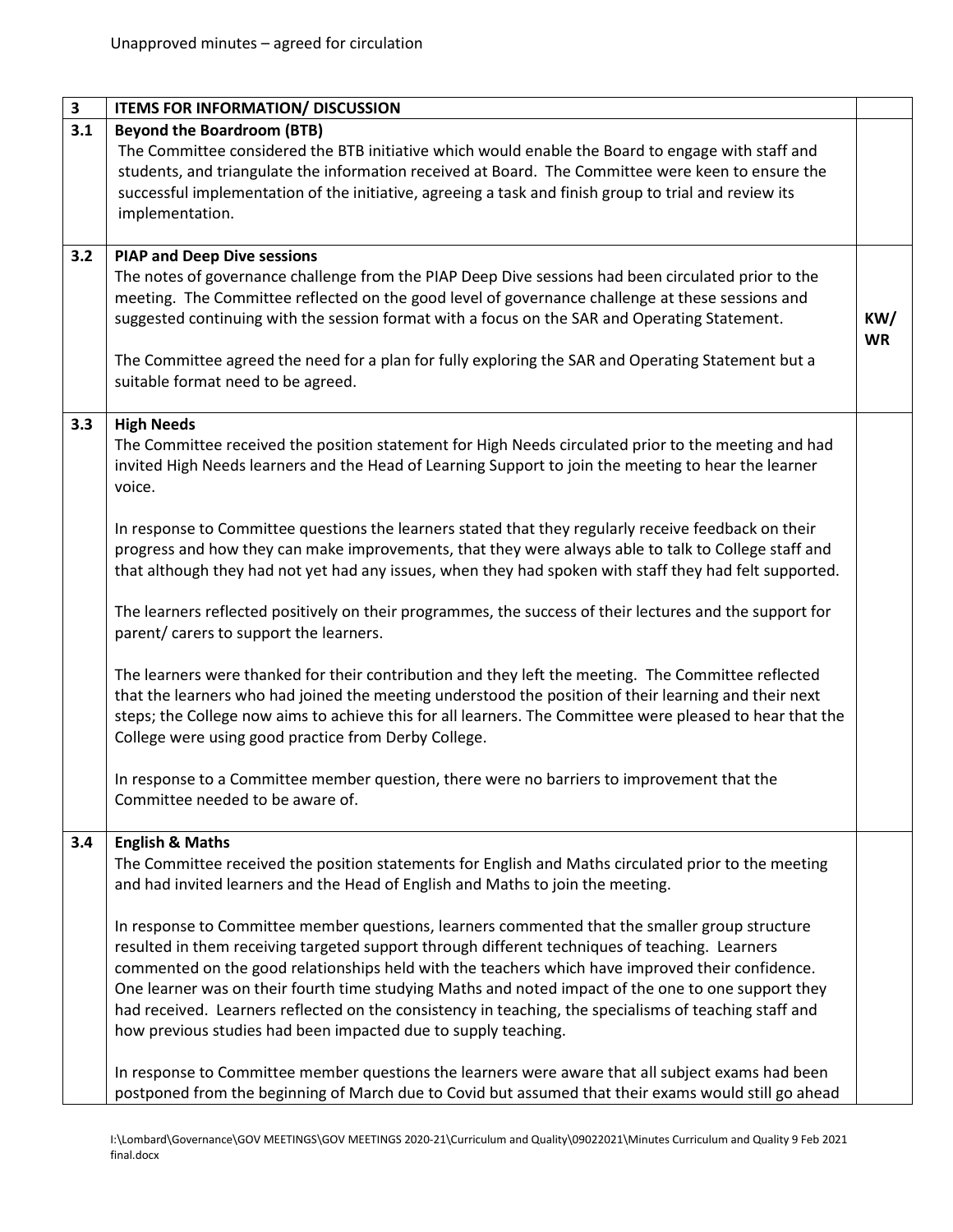Unapproved minutes – agreed for circulation

| 3 | ITEMS FOR INFORMATION/ DISCUSSION | |
|---|---|---|
| 3.1 | **Beyond the Boardroom (BTB)**<br>The Committee considered the BTB initiative which would enable the Board to engage with staff and students, and triangulate the information received at Board. The Committee were keen to ensure the successful implementation of the initiative, agreeing a task and finish group to trial and review its implementation. | |
| 3.2 | **PIAP and Deep Dive sessions**<br>The notes of governance challenge from the PIAP Deep Dive sessions had been circulated prior to the meeting. The Committee reflected on the good level of governance challenge at these sessions and suggested continuing with the session format with a focus on the SAR and Operating Statement.<br><br>The Committee agreed the need for a plan for fully exploring the SAR and Operating Statement but a suitable format need to be agreed. | **KW/ WR** |
| 3.3 | **High Needs**<br>The Committee received the position statement for High Needs circulated prior to the meeting and had invited High Needs learners and the Head of Learning Support to join the meeting to hear the learner voice.<br><br>In response to Committee questions the learners stated that they regularly receive feedback on their progress and how they can make improvements, that they were always able to talk to College staff and that although they had not yet had any issues, when they had spoken with staff they had felt supported.<br><br>The learners reflected positively on their programmes, the success of their lectures and the support for parent/ carers to support the learners.<br><br>The learners were thanked for their contribution and they left the meeting. The Committee reflected that the learners who had joined the meeting understood the position of their learning and their next steps; the College now aims to achieve this for all learners. The Committee were pleased to hear that the College were using good practice from Derby College.<br><br>In response to a Committee member question, there were no barriers to improvement that the Committee needed to be aware of. | |
| 3.4 | **English & Maths**<br>The Committee received the position statements for English and Maths circulated prior to the meeting and had invited learners and the Head of English and Maths to join the meeting.<br><br>In response to Committee member questions, learners commented that the smaller group structure resulted in them receiving targeted support through different techniques of teaching. Learners commented on the good relationships held with the teachers which have improved their confidence. One learner was on their fourth time studying Maths and noted impact of the one to one support they had received. Learners reflected on the consistency in teaching, the specialisms of teaching staff and how previous studies had been impacted due to supply teaching.<br><br>In response to Committee member questions the learners were aware that all subject exams had been postponed from the beginning of March due to Covid but assumed that their exams would still go ahead | |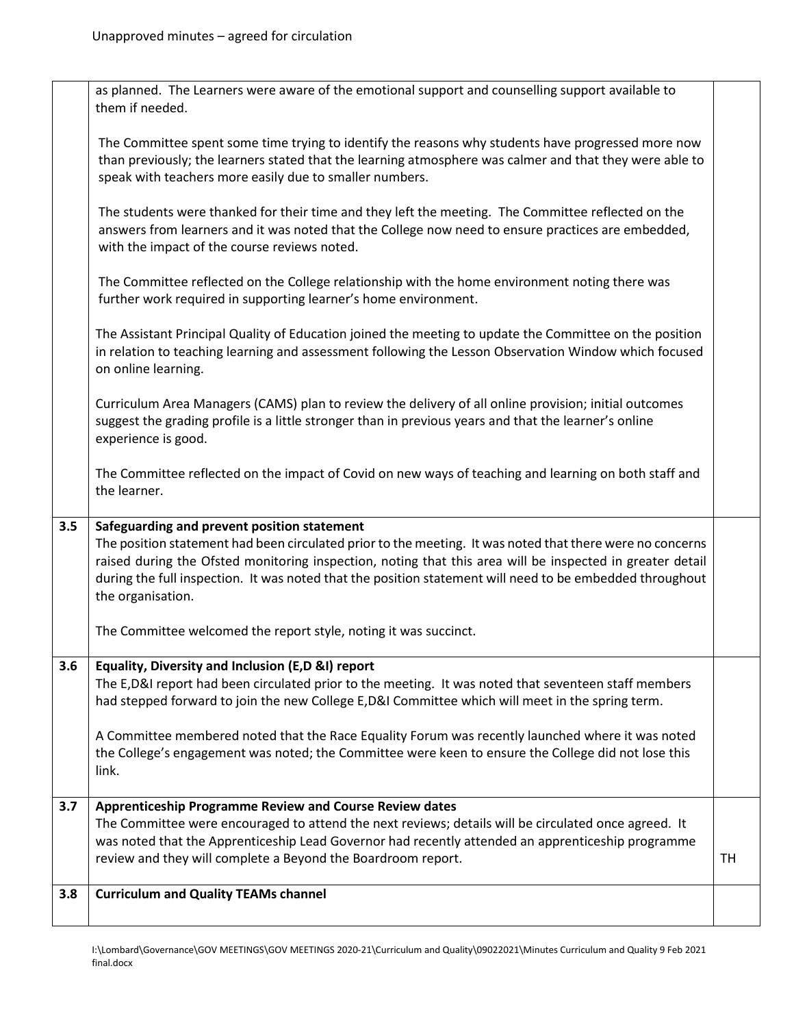Unapproved minutes – agreed for circulation

| | | |
|---|---|---|
| | as planned. The Learners were aware of the emotional support and counselling support available to them if needed.<br><br>The Committee spent some time trying to identify the reasons why students have progressed more now than previously; the learners stated that the learning atmosphere was calmer and that they were able to speak with teachers more easily due to smaller numbers.<br><br>The students were thanked for their time and they left the meeting. The Committee reflected on the answers from learners and it was noted that the College now need to ensure practices are embedded, with the impact of the course reviews noted.<br><br>The Committee reflected on the College relationship with the home environment noting there was further work required in supporting learner's home environment.<br><br>The Assistant Principal Quality of Education joined the meeting to update the Committee on the position in relation to teaching learning and assessment following the Lesson Observation Window which focused on online learning.<br><br>Curriculum Area Managers (CAMS) plan to review the delivery of all online provision; initial outcomes suggest the grading profile is a little stronger than in previous years and that the learner's online experience is good.<br><br>The Committee reflected on the impact of Covid on new ways of teaching and learning on both staff and the learner. | |
| **3.5** | **Safeguarding and prevent position statement**<br>The position statement had been circulated prior to the meeting. It was noted that there were no concerns raised during the Ofsted monitoring inspection, noting that this area will be inspected in greater detail during the full inspection. It was noted that the position statement will need to be embedded throughout the organisation.<br><br>The Committee welcomed the report style, noting it was succinct. | |
| **3.6** | **Equality, Diversity and Inclusion (E,D &I) report**<br>The E,D&I report had been circulated prior to the meeting. It was noted that seventeen staff members had stepped forward to join the new College E,D&I Committee which will meet in the spring term.<br><br>A Committee membered noted that the Race Equality Forum was recently launched where it was noted the College's engagement was noted; the Committee were keen to ensure the College did not lose this link. | |
| **3.7** | **Apprenticeship Programme Review and Course Review dates**<br>The Committee were encouraged to attend the next reviews; details will be circulated once agreed. It was noted that the Apprenticeship Lead Governor had recently attended an apprenticeship programme review and they will complete a Beyond the Boardroom report. | TH |
| **3.8** | **Curriculum and Quality TEAMs channel** | |

I:\Lombard\Governance\GOV MEETINGS\GOV MEETINGS 2020-21\Curriculum and Quality\09022021\Minutes Curriculum and Quality 9 Feb 2021 final.docx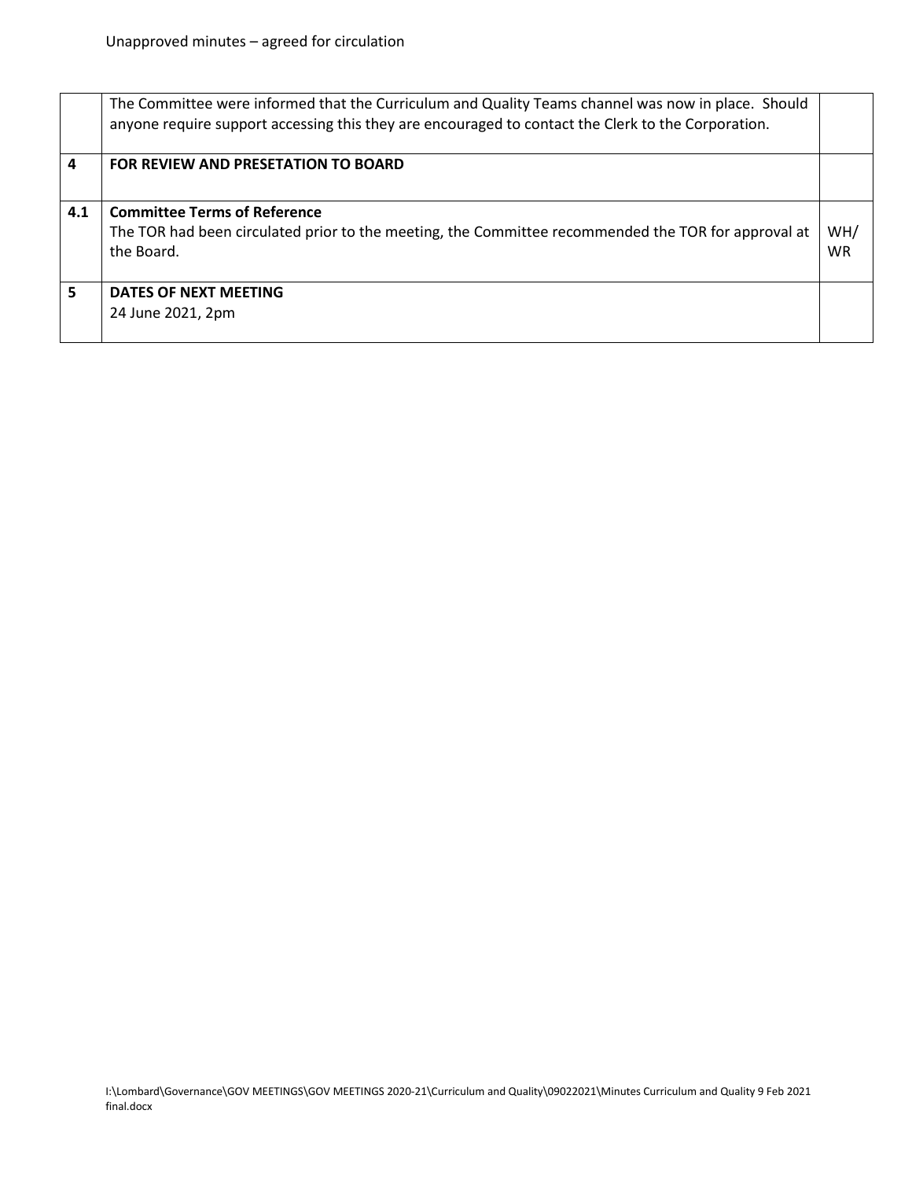Unapproved minutes – agreed for circulation

| | | |
|---|---|---|
| | The Committee were informed that the Curriculum and Quality Teams channel was now in place. Should anyone require support accessing this they are encouraged to contact the Clerk to the Corporation. | |
| **4** | **FOR REVIEW AND PRESETATION TO BOARD** | |
| **4.1** | **Committee Terms of Reference**<br>The TOR had been circulated prior to the meeting, the Committee recommended the TOR for approval at the Board. | WH/ WR |
| **5** | **DATES OF NEXT MEETING**<br>24 June 2021, 2pm | |

I:\Lombard\Governance\GOV MEETINGS\GOV MEETINGS 2020-21\Curriculum and Quality\09022021\Minutes Curriculum and Quality 9 Feb 2021 final.docx